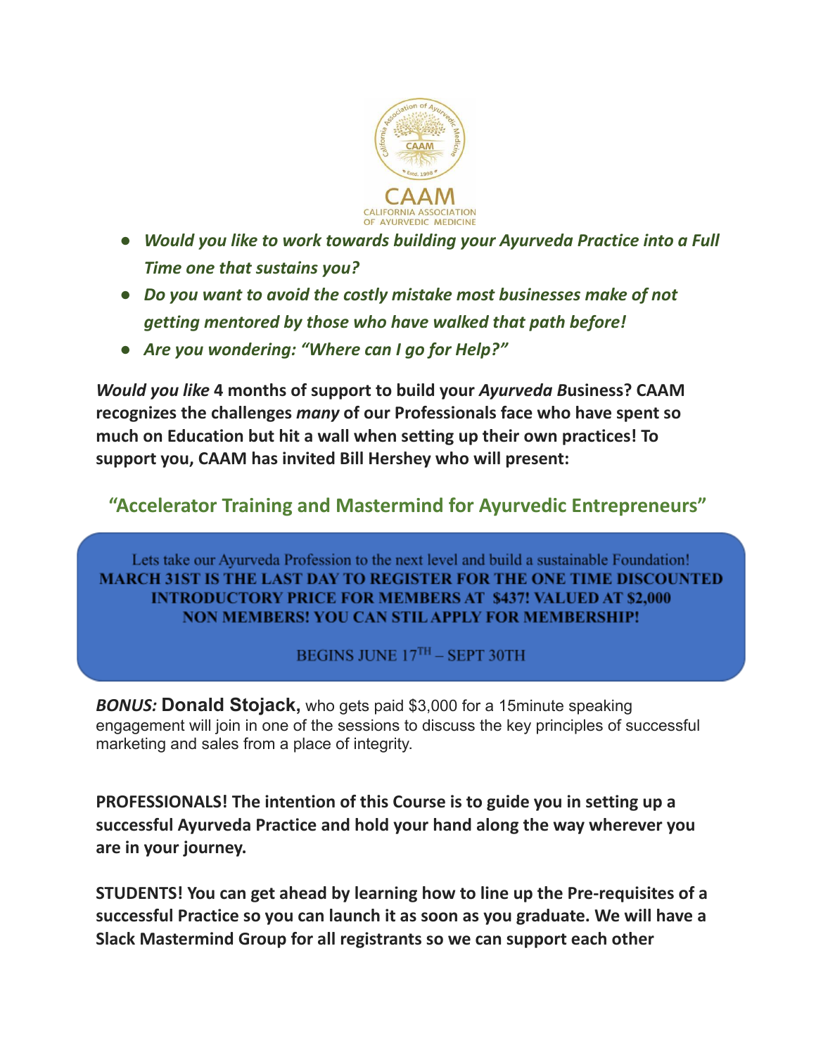CAAM
CALIFORNIA ASSOCIATION OF AYURVEDIC MEDICINE

- ***Would you like to work towards building your Ayurveda Practice into a Full Time one that sustains you?***
- ***Do you want to avoid the costly mistake most businesses make of not getting mentored by those who have walked that path before!***
- ***Are you wondering: "Where can I go for Help?"***

***Would you like* 4 months of support to build your *Ayurveda B*usiness? CAAM recognizes the challenges *many* of our Professionals face who have spent so much on Education but hit a wall when setting up their own practices! To support you, CAAM has invited Bill Hershey who will present:**

## "Accelerator Training and Mastermind for Ayurvedic Entrepreneurs"

Lets take our Ayurveda Profession to the next level and build a sustainable Foundation!
**MARCH 31ST IS THE LAST DAY TO REGISTER FOR THE ONE TIME DISCOUNTED INTRODUCTORY PRICE FOR MEMBERS AT $437! VALUED AT $2,000 NON MEMBERS! YOU CAN STIL APPLY FOR MEMBERSHIP!**

BEGINS JUNE 17TH – SEPT 30TH

***BONUS:*** **Donald Stojack,** who gets paid $3,000 for a 15minute speaking engagement will join in one of the sessions to discuss the key principles of successful marketing and sales from a place of integrity.

**PROFESSIONALS! The intention of this Course is to guide you in setting up a successful Ayurveda Practice and hold your hand along the way wherever you are in your journey.**

**STUDENTS! You can get ahead by learning how to line up the Pre-requisites of a successful Practice so you can launch it as soon as you graduate. We will have a Slack Mastermind Group for all registrants so we can support each other**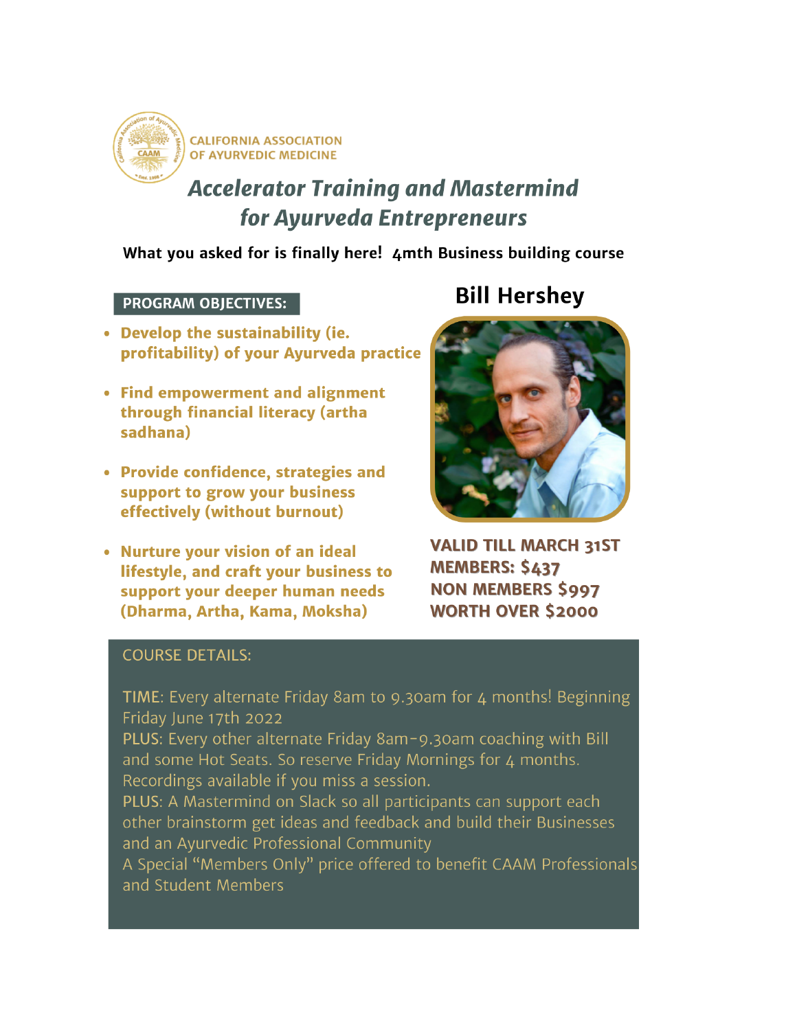CALIFORNIA ASSOCIATION OF AYURVEDIC MEDICINE

# *Accelerator Training and Mastermind for Ayurveda Entrepreneurs*

**What you asked for is finally here! 4mth Business building course**

## PROGRAM OBJECTIVES:

- **Develop the sustainability (ie. profitability) of your Ayurveda practice**
- **Find empowerment and alignment through financial literacy (artha sadhana)**
- **Provide confidence, strategies and support to grow your business effectively (without burnout)**
- **Nurture your vision of an ideal lifestyle, and craft your business to support your deeper human needs (Dharma, Artha, Kama, Moksha)**

## Bill Hershey

**VALID TILL MARCH 31ST**
**MEMBERS: $437**
**NON MEMBERS $997**
**WORTH OVER $2000**

## COURSE DETAILS:

TIME: Every alternate Friday 8am to 9.30am for 4 months! Beginning Friday June 17th 2022

PLUS: Every other alternate Friday 8am-9.30am coaching with Bill and some Hot Seats. So reserve Friday Mornings for 4 months. Recordings available if you miss a session.

PLUS: A Mastermind on Slack so all participants can support each other brainstorm get ideas and feedback and build their Businesses and an Ayurvedic Professional Community

A Special "Members Only" price offered to benefit CAAM Professionals and Student Members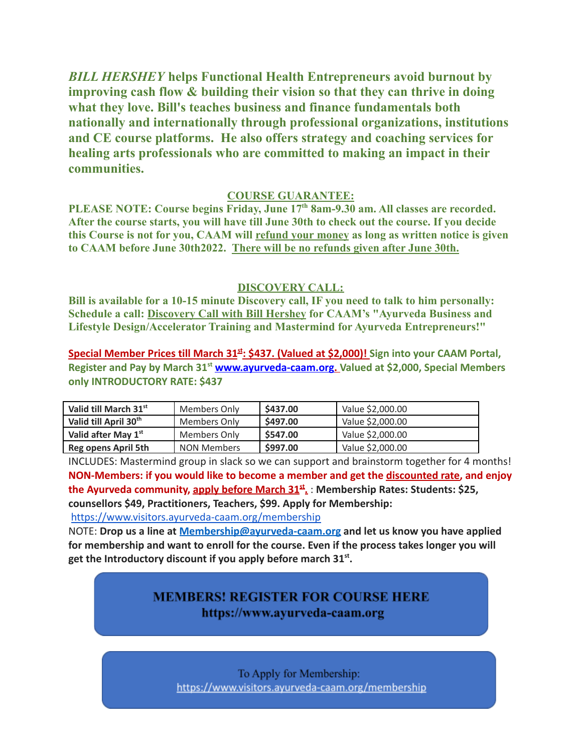***BILL HERSHEY*** **helps Functional Health Entrepreneurs avoid burnout by improving cash flow & building their vision so that they can thrive in doing what they love. Bill's teaches business and finance fundamentals both nationally and internationally through professional organizations, institutions and CE course platforms. He also offers strategy and coaching services for healing arts professionals who are committed to making an impact in their communities.**

## COURSE GUARANTEE:

**PLEASE NOTE: Course begins Friday, June 17th 8am-9.30 am. All classes are recorded. After the course starts, you will have till June 30th to check out the course. If you decide this Course is not for you, CAAM will refund your money as long as written notice is given to CAAM before June 30th2022. There will be no refunds given after June 30th.**

## DISCOVERY CALL:

**Bill is available for a 10-15 minute Discovery call, IF you need to talk to him personally: Schedule a call: Discovery Call with Bill Hershey for CAAM's "Ayurveda Business and Lifestyle Design/Accelerator Training and Mastermind for Ayurveda Entrepreneurs!"**

**Special Member Prices till March 31st: $437. (Valued at $2,000)! Sign into your CAAM Portal, Register and Pay by March 31st www.ayurveda-caam.org. Valued at $2,000, Special Members only INTRODUCTORY RATE: $437**

| | | | |
|---|---|---|---|
| **Valid till March 31st** | Members Only | **$437.00** | Value $2,000.00 |
| **Valid till April 30th** | Members Only | **$497.00** | Value $2,000.00 |
| **Valid after May 1st** | Members Only | **$547.00** | Value $2,000.00 |
| **Reg opens April 5th** | NON Members | **$997.00** | Value $2,000.00 |

INCLUDES: Mastermind group in slack so we can support and brainstorm together for 4 months!
**NON-Members: if you would like to become a member and get the discounted rate, and enjoy the Ayurveda community, apply before March 31st.** : **Membership Rates: Students: $25, counsellors $49, Practitioners, Teachers, $99. Apply for Membership:**
https://www.visitors.ayurveda-caam.org/membership

NOTE: **Drop us a line at Membership@ayurveda-caam.org and let us know you have applied for membership and want to enroll for the course. Even if the process takes longer you will get the Introductory discount if you apply before march 31st.**

**MEMBERS! REGISTER FOR COURSE HERE**
**https://www.ayurveda-caam.org**

To Apply for Membership:
https://www.visitors.ayurveda-caam.org/membership